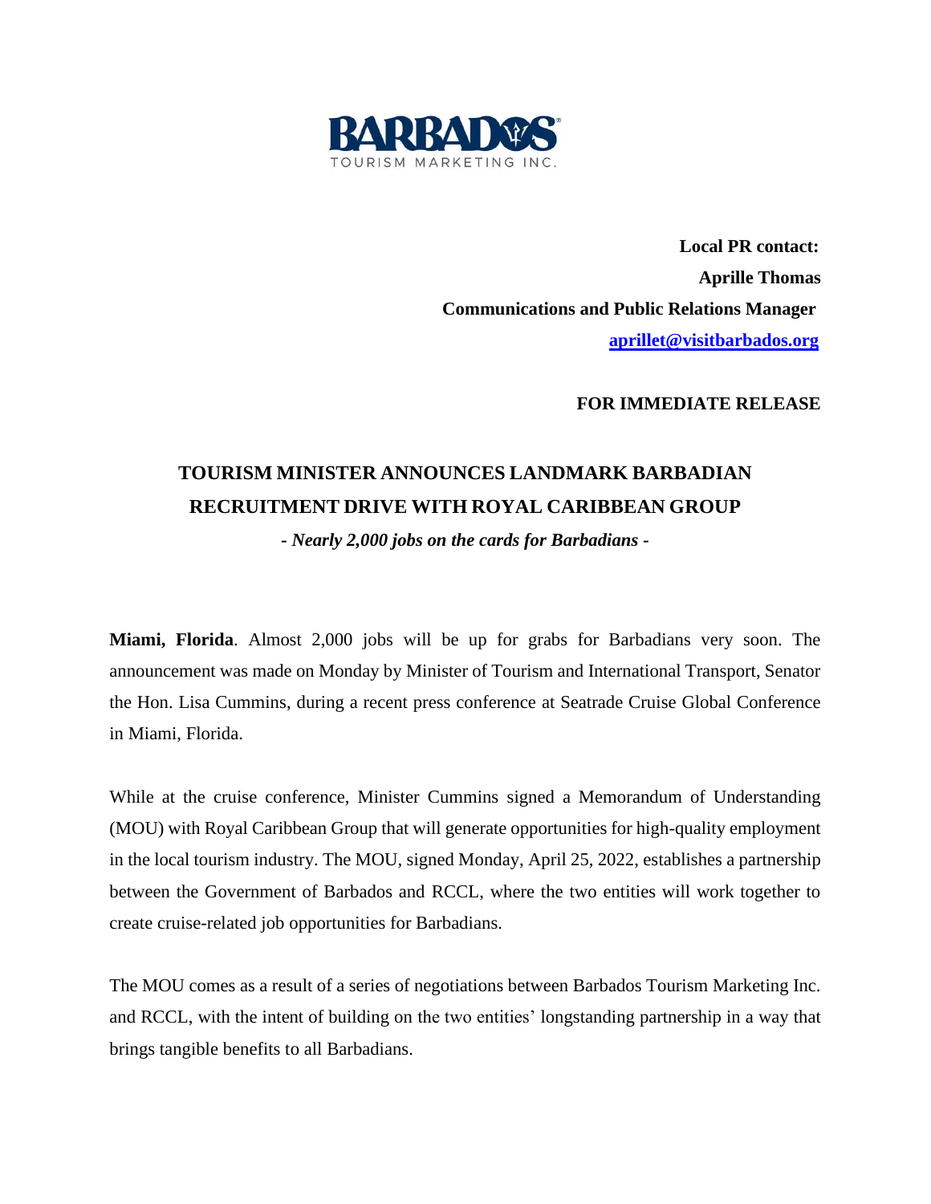BARBADOS
TOURISM MARKETING INC.

**Local PR contact:**
**Aprille Thomas**
**Communications and Public Relations Manager**
**[aprillet@visitbarbados.org](mailto:aprillet@visitbarbados.org)**

**FOR IMMEDIATE RELEASE**

# TOURISM MINISTER ANNOUNCES LANDMARK BARBADIAN RECRUITMENT DRIVE WITH ROYAL CARIBBEAN GROUP

***- Nearly 2,000 jobs on the cards for Barbadians -***

**Miami, Florida**. Almost 2,000 jobs will be up for grabs for Barbadians very soon. The announcement was made on Monday by Minister of Tourism and International Transport, Senator the Hon. Lisa Cummins, during a recent press conference at Seatrade Cruise Global Conference in Miami, Florida.

While at the cruise conference, Minister Cummins signed a Memorandum of Understanding (MOU) with Royal Caribbean Group that will generate opportunities for high-quality employment in the local tourism industry. The MOU, signed Monday, April 25, 2022, establishes a partnership between the Government of Barbados and RCCL, where the two entities will work together to create cruise-related job opportunities for Barbadians.

The MOU comes as a result of a series of negotiations between Barbados Tourism Marketing Inc. and RCCL, with the intent of building on the two entities' longstanding partnership in a way that brings tangible benefits to all Barbadians.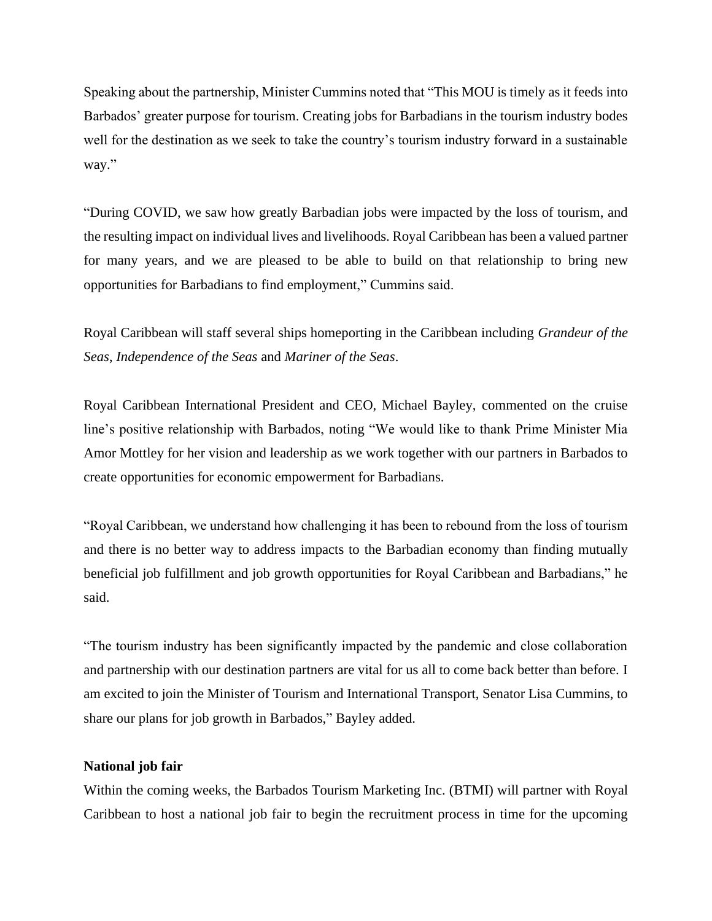Speaking about the partnership, Minister Cummins noted that "This MOU is timely as it feeds into Barbados' greater purpose for tourism. Creating jobs for Barbadians in the tourism industry bodes well for the destination as we seek to take the country's tourism industry forward in a sustainable way."

"During COVID, we saw how greatly Barbadian jobs were impacted by the loss of tourism, and the resulting impact on individual lives and livelihoods. Royal Caribbean has been a valued partner for many years, and we are pleased to be able to build on that relationship to bring new opportunities for Barbadians to find employment," Cummins said.

Royal Caribbean will staff several ships homeporting in the Caribbean including *Grandeur of the Seas*, *Independence of the Seas* and *Mariner of the Seas*.

Royal Caribbean International President and CEO, Michael Bayley, commented on the cruise line's positive relationship with Barbados, noting "We would like to thank Prime Minister Mia Amor Mottley for her vision and leadership as we work together with our partners in Barbados to create opportunities for economic empowerment for Barbadians.

"Royal Caribbean, we understand how challenging it has been to rebound from the loss of tourism and there is no better way to address impacts to the Barbadian economy than finding mutually beneficial job fulfillment and job growth opportunities for Royal Caribbean and Barbadians," he said.

"The tourism industry has been significantly impacted by the pandemic and close collaboration and partnership with our destination partners are vital for us all to come back better than before. I am excited to join the Minister of Tourism and International Transport, Senator Lisa Cummins, to share our plans for job growth in Barbados," Bayley added.

**National job fair**

Within the coming weeks, the Barbados Tourism Marketing Inc. (BTMI) will partner with Royal Caribbean to host a national job fair to begin the recruitment process in time for the upcoming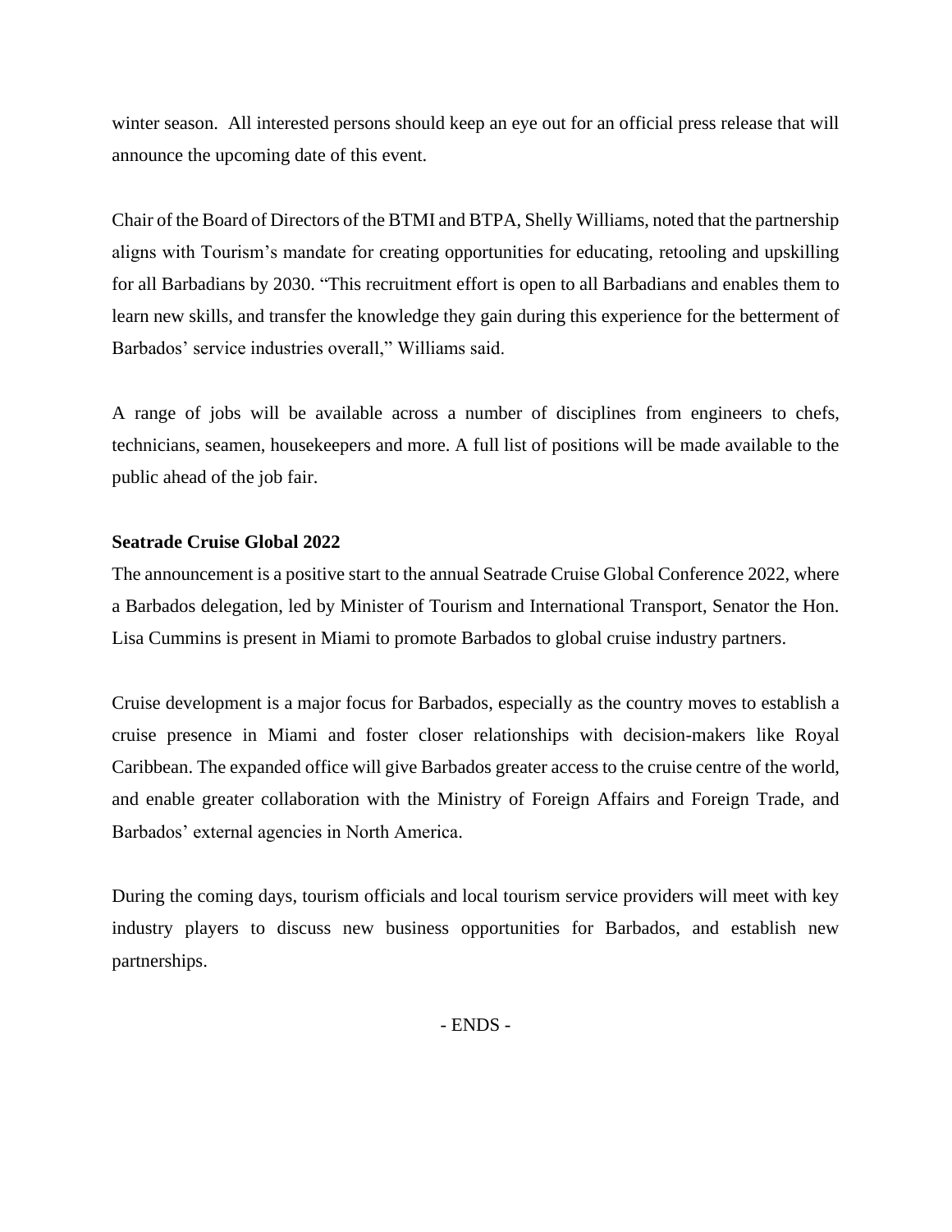winter season. All interested persons should keep an eye out for an official press release that will announce the upcoming date of this event.

Chair of the Board of Directors of the BTMI and BTPA, Shelly Williams, noted that the partnership aligns with Tourism's mandate for creating opportunities for educating, retooling and upskilling for all Barbadians by 2030. "This recruitment effort is open to all Barbadians and enables them to learn new skills, and transfer the knowledge they gain during this experience for the betterment of Barbados' service industries overall," Williams said.

A range of jobs will be available across a number of disciplines from engineers to chefs, technicians, seamen, housekeepers and more. A full list of positions will be made available to the public ahead of the job fair.

**Seatrade Cruise Global 2022**

The announcement is a positive start to the annual Seatrade Cruise Global Conference 2022, where a Barbados delegation, led by Minister of Tourism and International Transport, Senator the Hon. Lisa Cummins is present in Miami to promote Barbados to global cruise industry partners.

Cruise development is a major focus for Barbados, especially as the country moves to establish a cruise presence in Miami and foster closer relationships with decision-makers like Royal Caribbean. The expanded office will give Barbados greater access to the cruise centre of the world, and enable greater collaboration with the Ministry of Foreign Affairs and Foreign Trade, and Barbados' external agencies in North America.

During the coming days, tourism officials and local tourism service providers will meet with key industry players to discuss new business opportunities for Barbados, and establish new partnerships.

- ENDS -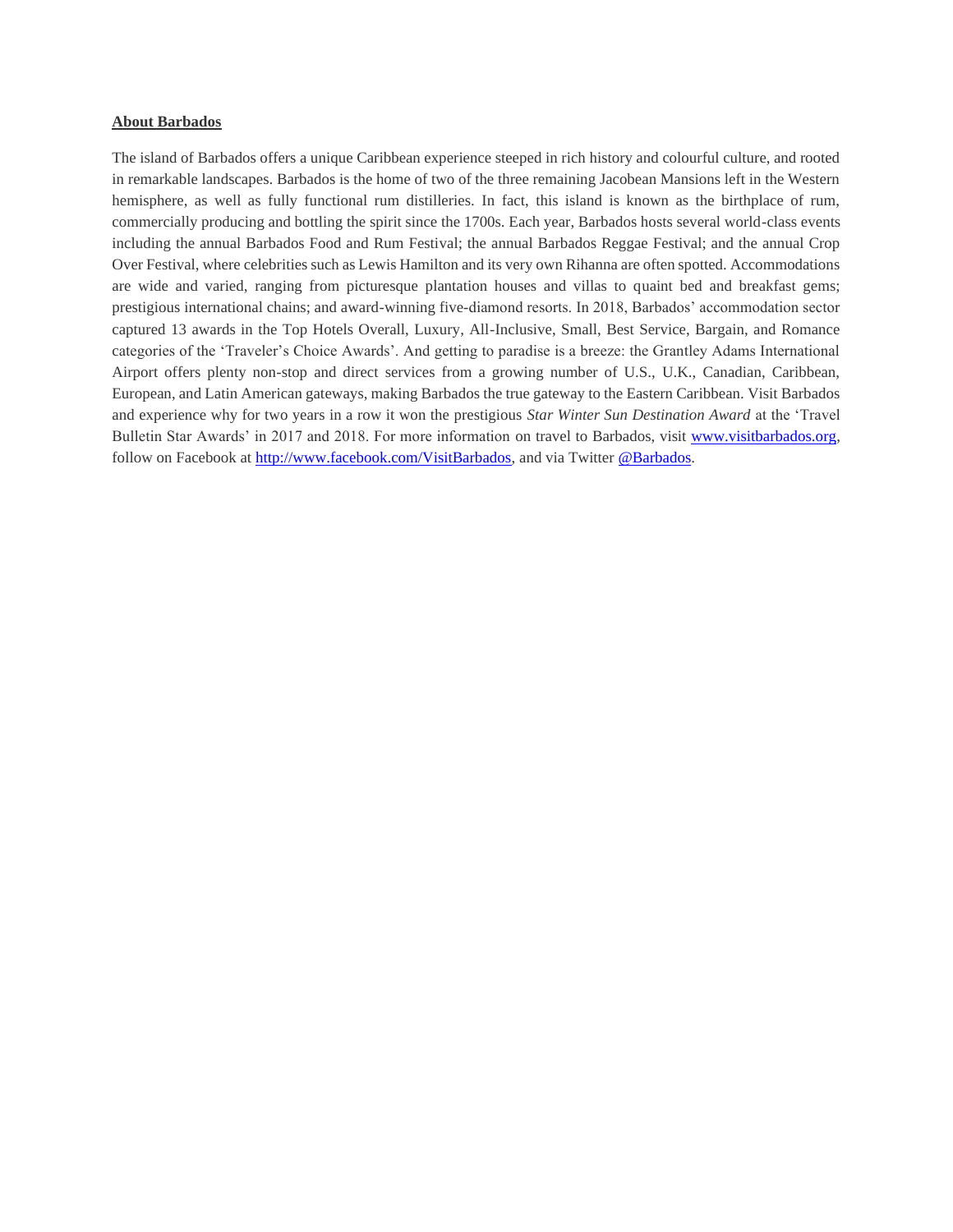**About Barbados**

The island of Barbados offers a unique Caribbean experience steeped in rich history and colourful culture, and rooted in remarkable landscapes. Barbados is the home of two of the three remaining Jacobean Mansions left in the Western hemisphere, as well as fully functional rum distilleries. In fact, this island is known as the birthplace of rum, commercially producing and bottling the spirit since the 1700s. Each year, Barbados hosts several world-class events including the annual Barbados Food and Rum Festival; the annual Barbados Reggae Festival; and the annual Crop Over Festival, where celebrities such as Lewis Hamilton and its very own Rihanna are often spotted. Accommodations are wide and varied, ranging from picturesque plantation houses and villas to quaint bed and breakfast gems; prestigious international chains; and award-winning five-diamond resorts. In 2018, Barbados' accommodation sector captured 13 awards in the Top Hotels Overall, Luxury, All-Inclusive, Small, Best Service, Bargain, and Romance categories of the 'Traveler's Choice Awards'. And getting to paradise is a breeze: the Grantley Adams International Airport offers plenty non-stop and direct services from a growing number of U.S., U.K., Canadian, Caribbean, European, and Latin American gateways, making Barbados the true gateway to the Eastern Caribbean. Visit Barbados and experience why for two years in a row it won the prestigious *Star Winter Sun Destination Award* at the 'Travel Bulletin Star Awards' in 2017 and 2018. For more information on travel to Barbados, visit [www.visitbarbados.org](http://www.visitbarbados.org), follow on Facebook at [http://www.facebook.com/VisitBarbados](http://www.facebook.com/VisitBarbados), and via Twitter [@Barbados](https://twitter.com/Barbados).